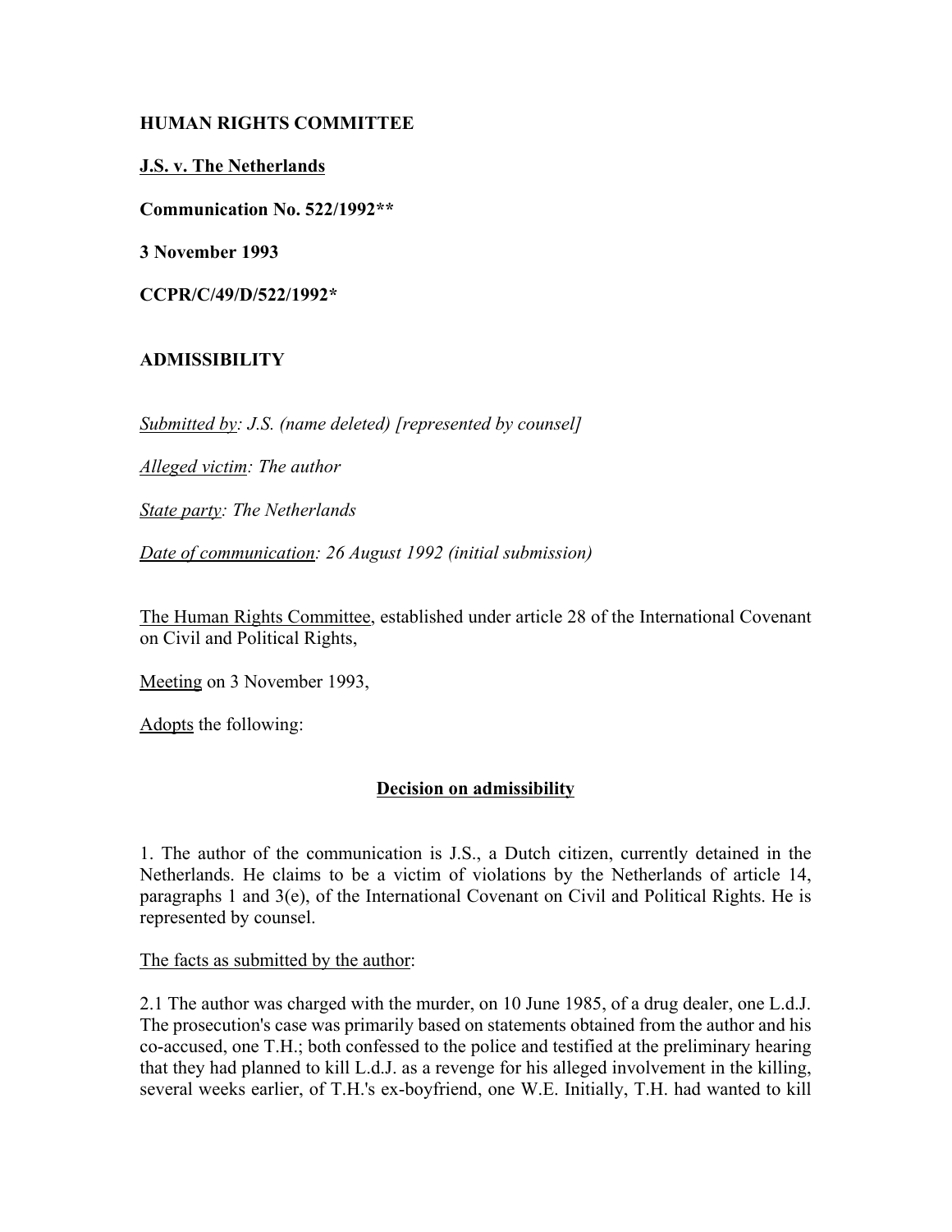**HUMAN RIGHTS COMMITTEE**

**J.S. v. The Netherlands**

**Communication No. 522/1992****

**3 November 1993**

**CCPR/C/49/D/522/1992***

**ADMISSIBILITY**

*Submitted by: J.S. (name deleted) [represented by counsel]*

*Alleged victim: The author*

*State party: The Netherlands*

*Date of communication: 26 August 1992 (initial submission)*

The Human Rights Committee, established under article 28 of the International Covenant on Civil and Political Rights,

Meeting on 3 November 1993,

Adopts the following:

## Decision on admissibility

1. The author of the communication is J.S., a Dutch citizen, currently detained in the Netherlands. He claims to be a victim of violations by the Netherlands of article 14, paragraphs 1 and 3(e), of the International Covenant on Civil and Political Rights. He is represented by counsel.

The facts as submitted by the author:

2.1 The author was charged with the murder, on 10 June 1985, of a drug dealer, one L.d.J. The prosecution's case was primarily based on statements obtained from the author and his co-accused, one T.H.; both confessed to the police and testified at the preliminary hearing that they had planned to kill L.d.J. as a revenge for his alleged involvement in the killing, several weeks earlier, of T.H.'s ex-boyfriend, one W.E. Initially, T.H. had wanted to kill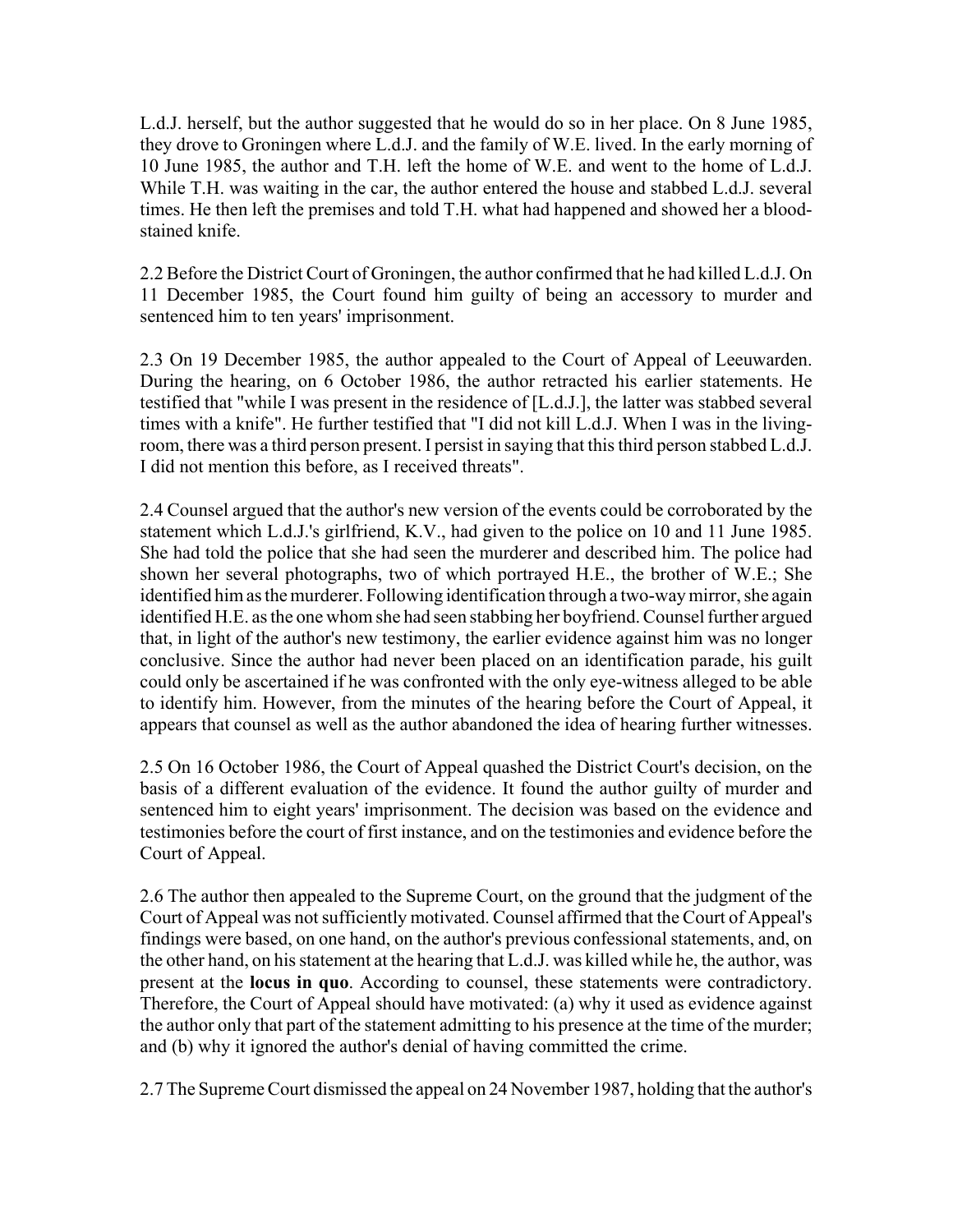L.d.J. herself, but the author suggested that he would do so in her place. On 8 June 1985, they drove to Groningen where L.d.J. and the family of W.E. lived. In the early morning of 10 June 1985, the author and T.H. left the home of W.E. and went to the home of L.d.J. While T.H. was waiting in the car, the author entered the house and stabbed L.d.J. several times. He then left the premises and told T.H. what had happened and showed her a blood-stained knife.

2.2 Before the District Court of Groningen, the author confirmed that he had killed L.d.J. On 11 December 1985, the Court found him guilty of being an accessory to murder and sentenced him to ten years' imprisonment.

2.3 On 19 December 1985, the author appealed to the Court of Appeal of Leeuwarden. During the hearing, on 6 October 1986, the author retracted his earlier statements. He testified that "while I was present in the residence of [L.d.J.], the latter was stabbed several times with a knife". He further testified that "I did not kill L.d.J. When I was in the living-room, there was a third person present. I persist in saying that this third person stabbed L.d.J. I did not mention this before, as I received threats".

2.4 Counsel argued that the author's new version of the events could be corroborated by the statement which L.d.J.'s girlfriend, K.V., had given to the police on 10 and 11 June 1985. She had told the police that she had seen the murderer and described him. The police had shown her several photographs, two of which portrayed H.E., the brother of W.E.; She identified him as the murderer. Following identification through a two-way mirror, she again identified H.E. as the one whom she had seen stabbing her boyfriend. Counsel further argued that, in light of the author's new testimony, the earlier evidence against him was no longer conclusive. Since the author had never been placed on an identification parade, his guilt could only be ascertained if he was confronted with the only eye-witness alleged to be able to identify him. However, from the minutes of the hearing before the Court of Appeal, it appears that counsel as well as the author abandoned the idea of hearing further witnesses.

2.5 On 16 October 1986, the Court of Appeal quashed the District Court's decision, on the basis of a different evaluation of the evidence. It found the author guilty of murder and sentenced him to eight years' imprisonment. The decision was based on the evidence and testimonies before the court of first instance, and on the testimonies and evidence before the Court of Appeal.

2.6 The author then appealed to the Supreme Court, on the ground that the judgment of the Court of Appeal was not sufficiently motivated. Counsel affirmed that the Court of Appeal's findings were based, on one hand, on the author's previous confessional statements, and, on the other hand, on his statement at the hearing that L.d.J. was killed while he, the author, was present at the **locus in quo**. According to counsel, these statements were contradictory. Therefore, the Court of Appeal should have motivated: (a) why it used as evidence against the author only that part of the statement admitting to his presence at the time of the murder; and (b) why it ignored the author's denial of having committed the crime.

2.7 The Supreme Court dismissed the appeal on 24 November 1987, holding that the author's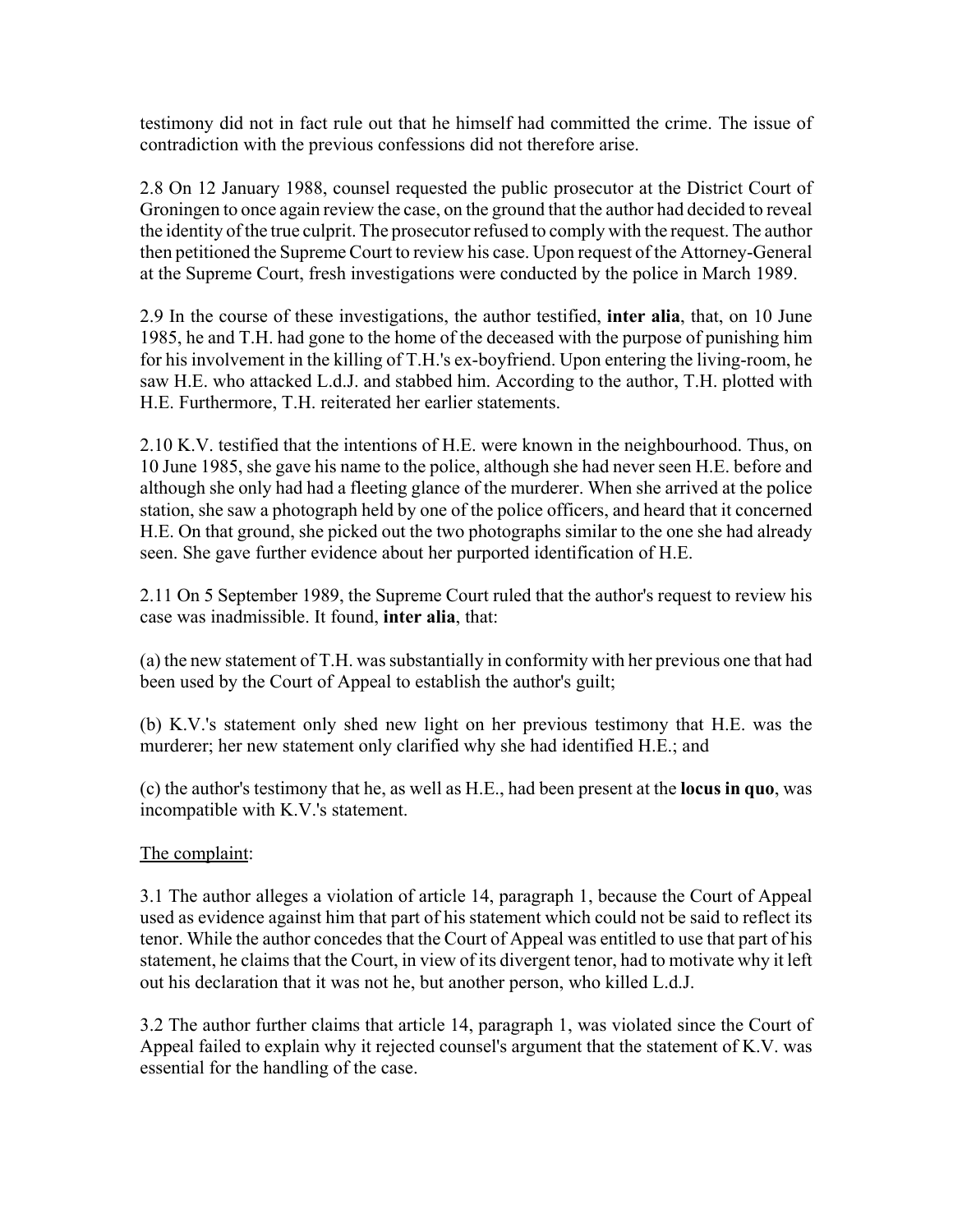testimony did not in fact rule out that he himself had committed the crime. The issue of contradiction with the previous confessions did not therefore arise.

2.8 On 12 January 1988, counsel requested the public prosecutor at the District Court of Groningen to once again review the case, on the ground that the author had decided to reveal the identity of the true culprit. The prosecutor refused to comply with the request. The author then petitioned the Supreme Court to review his case. Upon request of the Attorney-General at the Supreme Court, fresh investigations were conducted by the police in March 1989.

2.9 In the course of these investigations, the author testified, **inter alia**, that, on 10 June 1985, he and T.H. had gone to the home of the deceased with the purpose of punishing him for his involvement in the killing of T.H.'s ex-boyfriend. Upon entering the living-room, he saw H.E. who attacked L.d.J. and stabbed him. According to the author, T.H. plotted with H.E. Furthermore, T.H. reiterated her earlier statements.

2.10 K.V. testified that the intentions of H.E. were known in the neighbourhood. Thus, on 10 June 1985, she gave his name to the police, although she had never seen H.E. before and although she only had had a fleeting glance of the murderer. When she arrived at the police station, she saw a photograph held by one of the police officers, and heard that it concerned H.E. On that ground, she picked out the two photographs similar to the one she had already seen. She gave further evidence about her purported identification of H.E.

2.11 On 5 September 1989, the Supreme Court ruled that the author's request to review his case was inadmissible. It found, **inter alia**, that:

(a) the new statement of T.H. was substantially in conformity with her previous one that had been used by the Court of Appeal to establish the author's guilt;

(b) K.V.'s statement only shed new light on her previous testimony that H.E. was the murderer; her new statement only clarified why she had identified H.E.; and

(c) the author's testimony that he, as well as H.E., had been present at the **locus in quo**, was incompatible with K.V.'s statement.

The complaint:

3.1 The author alleges a violation of article 14, paragraph 1, because the Court of Appeal used as evidence against him that part of his statement which could not be said to reflect its tenor. While the author concedes that the Court of Appeal was entitled to use that part of his statement, he claims that the Court, in view of its divergent tenor, had to motivate why it left out his declaration that it was not he, but another person, who killed L.d.J.

3.2 The author further claims that article 14, paragraph 1, was violated since the Court of Appeal failed to explain why it rejected counsel's argument that the statement of K.V. was essential for the handling of the case.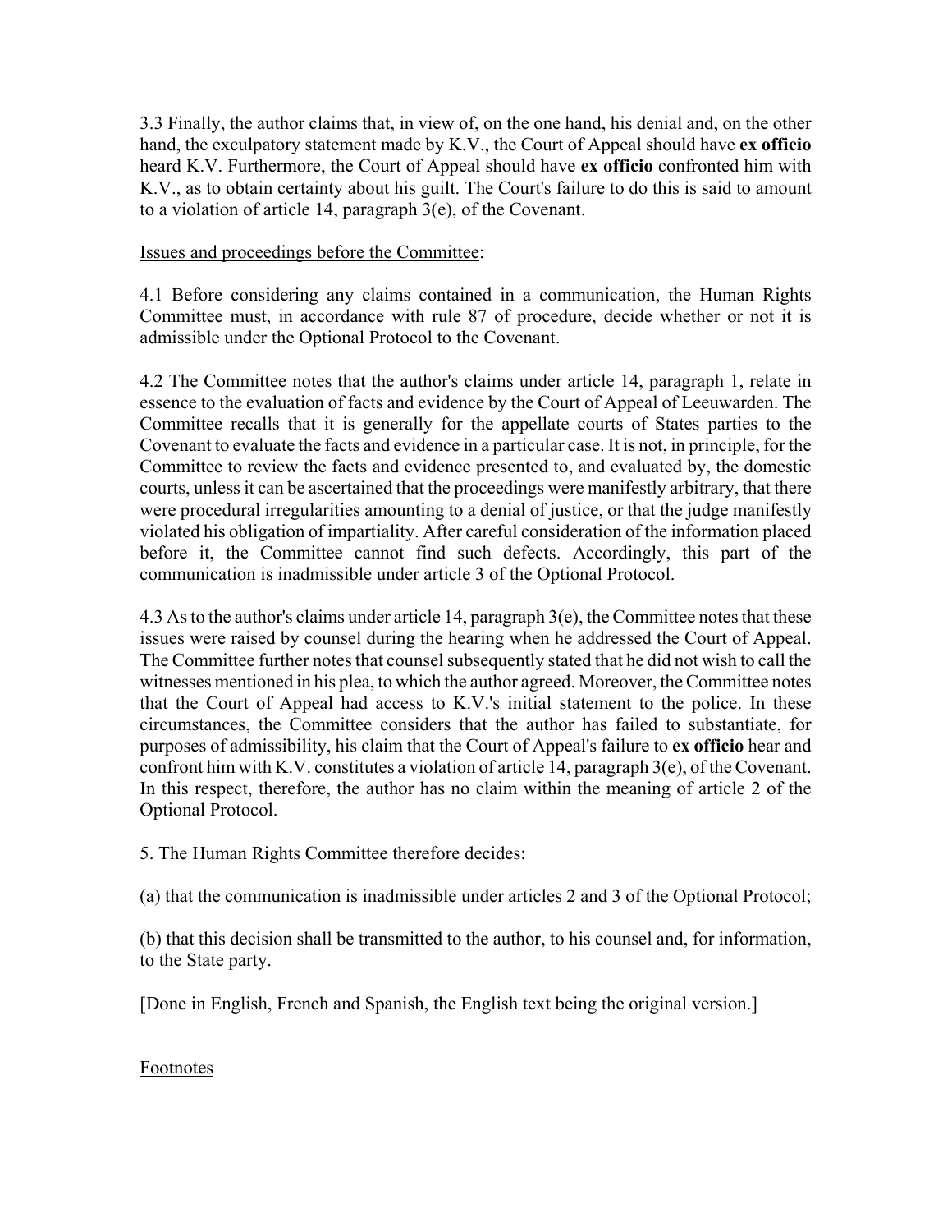3.3 Finally, the author claims that, in view of, on the one hand, his denial and, on the other hand, the exculpatory statement made by K.V., the Court of Appeal should have **ex officio** heard K.V. Furthermore, the Court of Appeal should have **ex officio** confronted him with K.V., as to obtain certainty about his guilt. The Court's failure to do this is said to amount to a violation of article 14, paragraph 3(e), of the Covenant.

Issues and proceedings before the Committee:

4.1 Before considering any claims contained in a communication, the Human Rights Committee must, in accordance with rule 87 of procedure, decide whether or not it is admissible under the Optional Protocol to the Covenant.

4.2 The Committee notes that the author's claims under article 14, paragraph 1, relate in essence to the evaluation of facts and evidence by the Court of Appeal of Leeuwarden. The Committee recalls that it is generally for the appellate courts of States parties to the Covenant to evaluate the facts and evidence in a particular case. It is not, in principle, for the Committee to review the facts and evidence presented to, and evaluated by, the domestic courts, unless it can be ascertained that the proceedings were manifestly arbitrary, that there were procedural irregularities amounting to a denial of justice, or that the judge manifestly violated his obligation of impartiality. After careful consideration of the information placed before it, the Committee cannot find such defects. Accordingly, this part of the communication is inadmissible under article 3 of the Optional Protocol.

4.3 As to the author's claims under article 14, paragraph 3(e), the Committee notes that these issues were raised by counsel during the hearing when he addressed the Court of Appeal. The Committee further notes that counsel subsequently stated that he did not wish to call the witnesses mentioned in his plea, to which the author agreed. Moreover, the Committee notes that the Court of Appeal had access to K.V.'s initial statement to the police. In these circumstances, the Committee considers that the author has failed to substantiate, for purposes of admissibility, his claim that the Court of Appeal's failure to **ex officio** hear and confront him with K.V. constitutes a violation of article 14, paragraph 3(e), of the Covenant. In this respect, therefore, the author has no claim within the meaning of article 2 of the Optional Protocol.

5. The Human Rights Committee therefore decides:

(a) that the communication is inadmissible under articles 2 and 3 of the Optional Protocol;

(b) that this decision shall be transmitted to the author, to his counsel and, for information, to the State party.

[Done in English, French and Spanish, the English text being the original version.]

Footnotes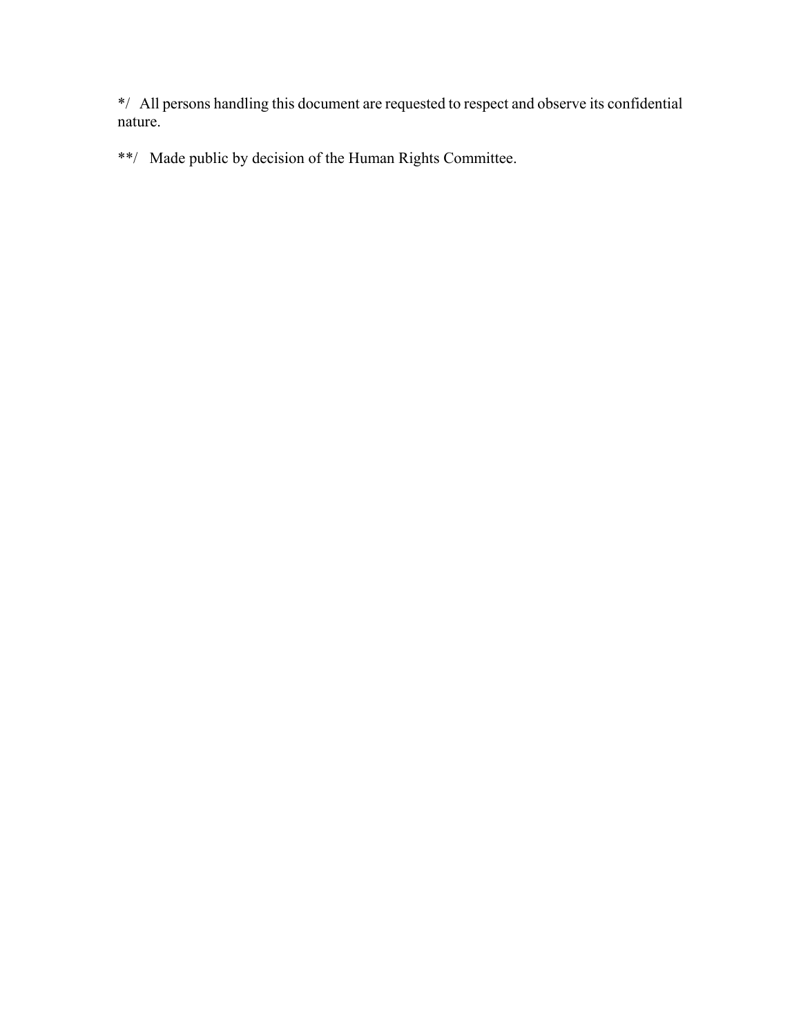*/ All persons handling this document are requested to respect and observe its confidential nature.

**/ Made public by decision of the Human Rights Committee.